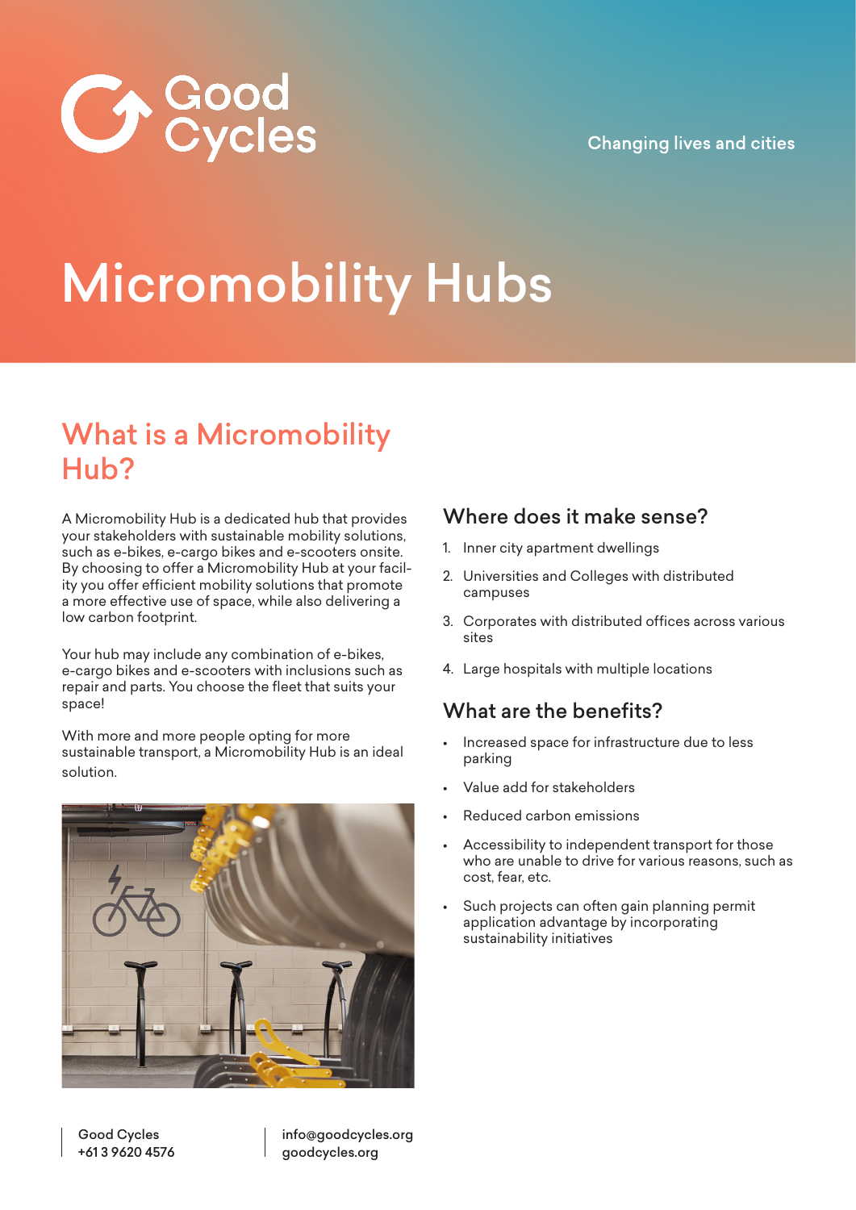Good Cycles

Changing lives and cities

# Micromobility Hubs

## What is a Micromobility Hub?

A Micromobility Hub is a dedicated hub that provides your stakeholders with sustainable mobility solutions, such as e-bikes, e-cargo bikes and e-scooters onsite. By choosing to offer a Micromobility Hub at your facility you offer efficient mobility solutions that promote a more effective use of space, while also delivering a low carbon footprint.

Your hub may include any combination of e-bikes, e-cargo bikes and e-scooters with inclusions such as repair and parts. You choose the fleet that suits your space!

With more and more people opting for more sustainable transport, a Micromobility Hub is an ideal solution.

### Where does it make sense?

1. Inner city apartment dwellings
2. Universities and Colleges with distributed campuses
3. Corporates with distributed offices across various sites
4. Large hospitals with multiple locations

### What are the benefits?

- Increased space for infrastructure due to less parking
- Value add for stakeholders
- Reduced carbon emissions
- Accessibility to independent transport for those who are unable to drive for various reasons, such as cost, fear, etc.
- Such projects can often gain planning permit application advantage by incorporating sustainability initiatives

Good Cycles
+61 3 9620 4576

info@goodcycles.org
goodcycles.org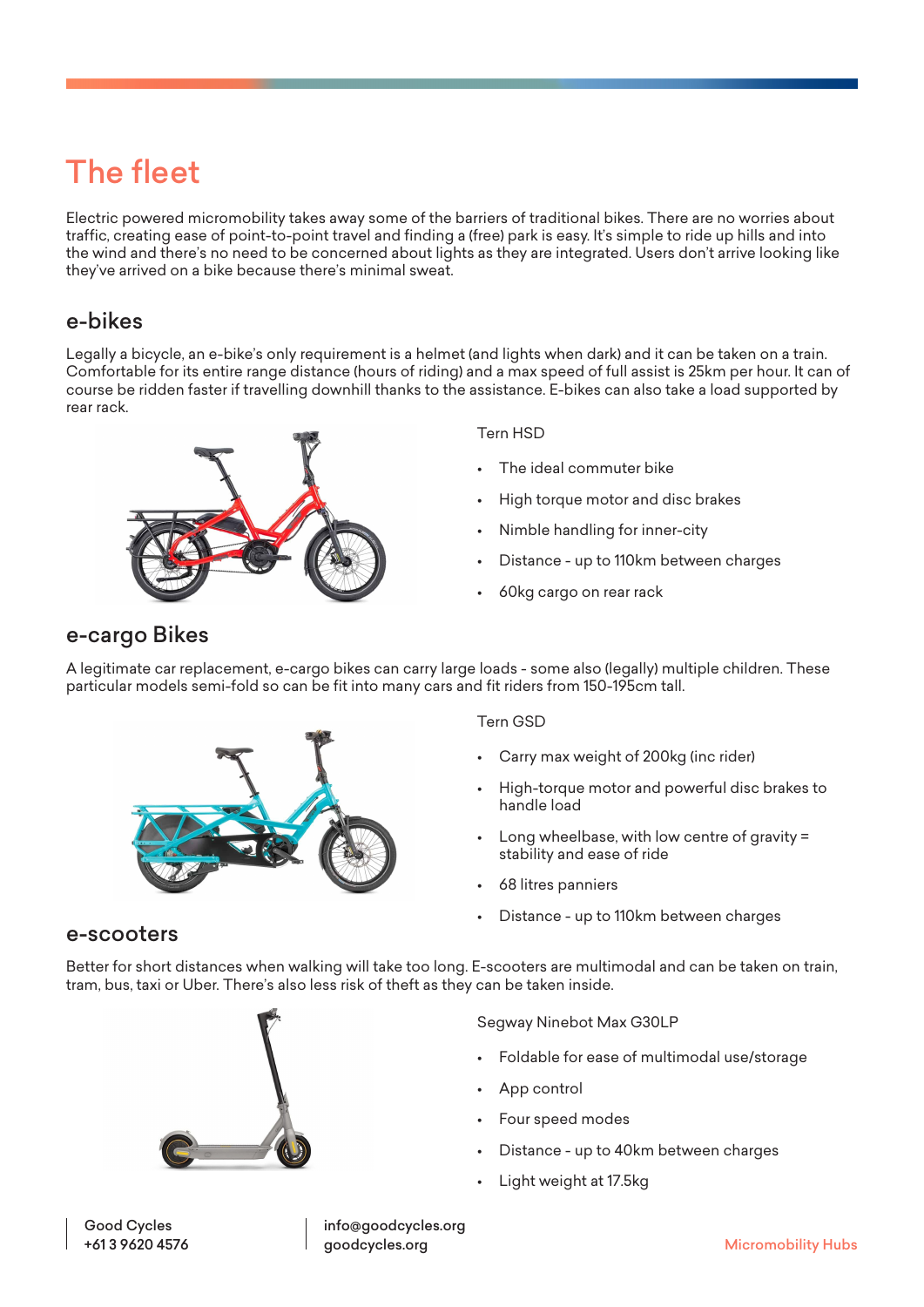# The fleet

Electric powered micromobility takes away some of the barriers of traditional bikes. There are no worries about traffic, creating ease of point-to-point travel and finding a (free) park is easy. It's simple to ride up hills and into the wind and there's no need to be concerned about lights as they are integrated. Users don't arrive looking like they've arrived on a bike because there's minimal sweat.

## e-bikes

Legally a bicycle, an e-bike's only requirement is a helmet (and lights when dark) and it can be taken on a train. Comfortable for its entire range distance (hours of riding) and a max speed of full assist is 25km per hour. It can of course be ridden faster if travelling downhill thanks to the assistance. E-bikes can also take a load supported by rear rack.

Tern HSD

- The ideal commuter bike
- High torque motor and disc brakes
- Nimble handling for inner-city
- Distance - up to 110km between charges
- 60kg cargo on rear rack

## e-cargo Bikes

A legitimate car replacement, e-cargo bikes can carry large loads - some also (legally) multiple children. These particular models semi-fold so can be fit into many cars and fit riders from 150-195cm tall.

Tern GSD

- Carry max weight of 200kg (inc rider)
- High-torque motor and powerful disc brakes to handle load
- Long wheelbase, with low centre of gravity = stability and ease of ride
- 68 litres panniers
- Distance - up to 110km between charges

## e-scooters

Better for short distances when walking will take too long. E-scooters are multimodal and can be taken on train, tram, bus, taxi or Uber. There's also less risk of theft as they can be taken inside.

Segway Ninebot Max G30LP

- Foldable for ease of multimodal use/storage
- App control
- Four speed modes
- Distance - up to 40km between charges
- Light weight at 17.5kg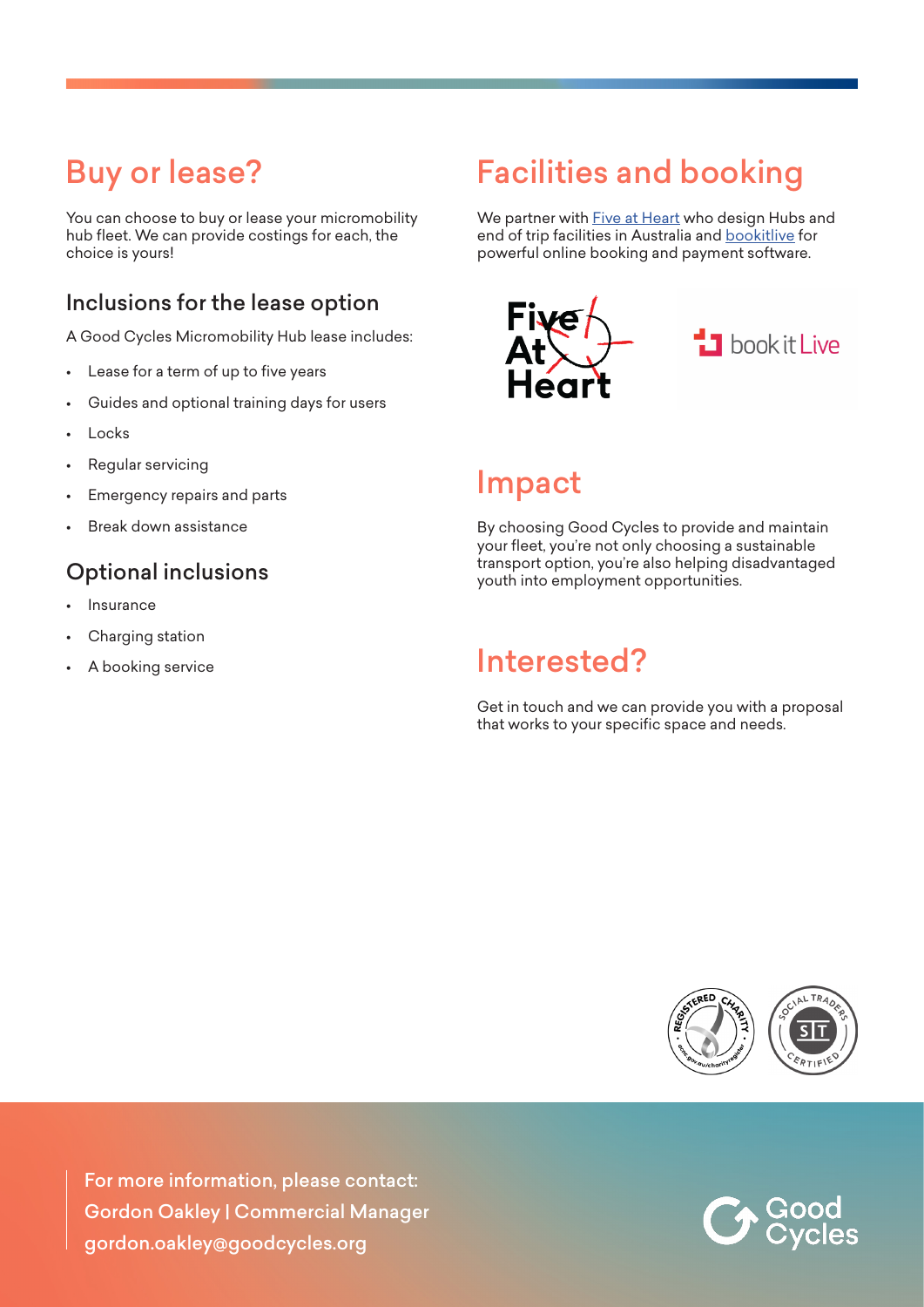## Buy or lease?

You can choose to buy or lease your micromobility hub fleet. We can provide costings for each, the choice is yours!

### Inclusions for the lease option

A Good Cycles Micromobility Hub lease includes:

- Lease for a term of up to five years
- Guides and optional training days for users
- Locks
- Regular servicing
- Emergency repairs and parts
- Break down assistance

### Optional inclusions

- Insurance
- Charging station
- A booking service

## Facilities and booking

We partner with Five at Heart who design Hubs and end of trip facilities in Australia and bookitlive for powerful online booking and payment software.

## Impact

By choosing Good Cycles to provide and maintain your fleet, you're not only choosing a sustainable transport option, you're also helping disadvantaged youth into employment opportunities.

## Interested?

Get in touch and we can provide you with a proposal that works to your specific space and needs.

For more information, please contact:
Gordon Oakley | Commercial Manager
gordon.oakley@goodcycles.org